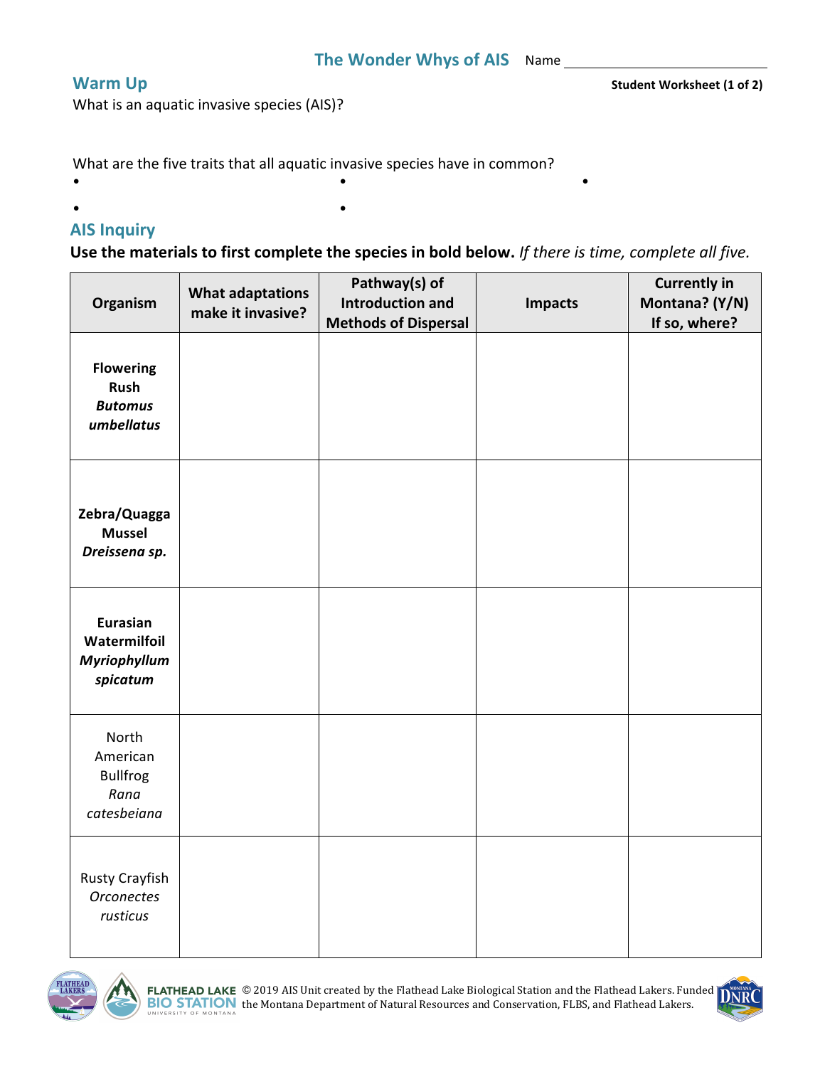## The Wonder Whys of AIS

Name ______________________________

Student Worksheet (1 of 2)

## Warm Up

What is an aquatic invasive species (AIS)?

What are the five traits that all aquatic invasive species have in common?

- 
- 
- 
- 
- 

## AIS Inquiry

**Use the materials to first complete the species in bold below.** *If there is time, complete all five.*

| Organism | What adaptations make it invasive? | Pathway(s) of Introduction and Methods of Dispersal | Impacts | Currently in Montana? (Y/N) If so, where? |
|---|---|---|---|---|
| **Flowering Rush *Butomus umbellatus*** | | | | |
| **Zebra/Quagga Mussel *Dreissena sp.*** | | | | |
| **Eurasian Watermilfoil *Myriophyllum spicatum*** | | | | |
| North American Bullfrog *Rana catesbeiana* | | | | |
| Rusty Crayfish *Orconectes rusticus* | | | | |

FLATHEAD LAKE BIO STATION UNIVERSITY OF MONTANA © 2019 AIS Unit created by the Flathead Lake Biological Station and the Flathead Lakers. Funded the Montana Department of Natural Resources and Conservation, FLBS, and Flathead Lakers.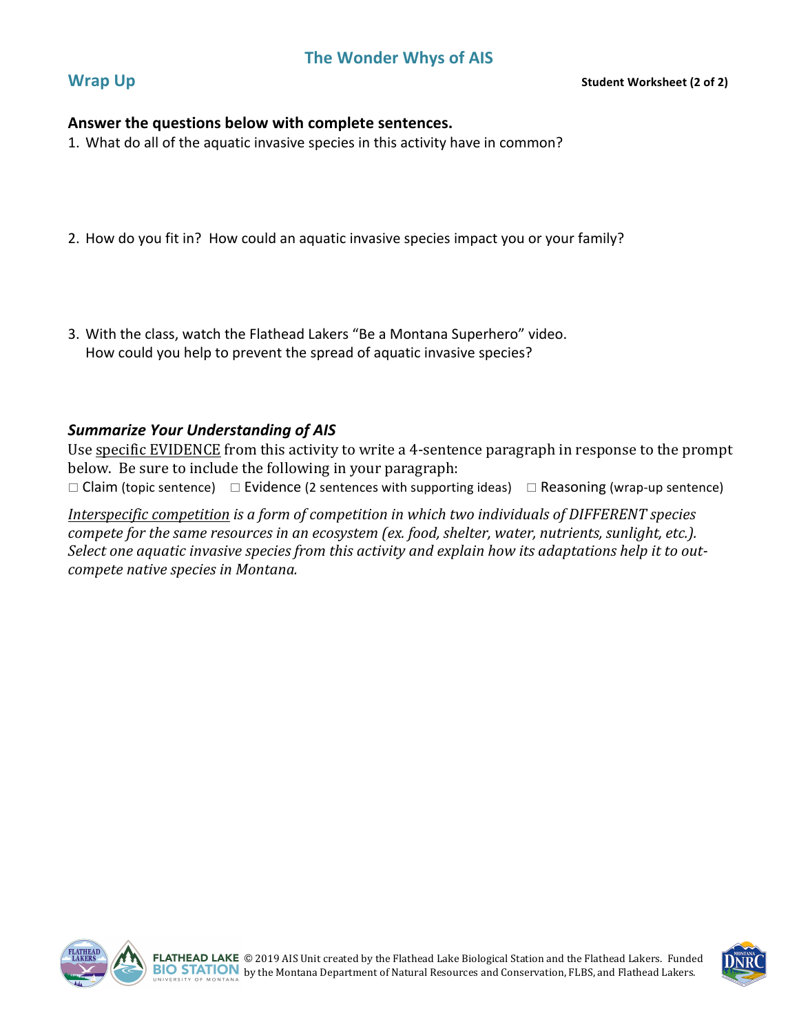# The Wonder Whys of AIS

## Wrap Up

**Student Worksheet (2 of 2)**

**Answer the questions below with complete sentences.**

1. What do all of the aquatic invasive species in this activity have in common?

2. How do you fit in? How could an aquatic invasive species impact you or your family?

3. With the class, watch the Flathead Lakers "Be a Montana Superhero" video.
   How could you help to prevent the spread of aquatic invasive species?

### *Summarize Your Understanding of AIS*

Use specific EVIDENCE from this activity to write a 4-sentence paragraph in response to the prompt below. Be sure to include the following in your paragraph:

□ Claim (topic sentence) □ Evidence (2 sentences with supporting ideas) □ Reasoning (wrap-up sentence)

*Interspecific competition is a form of competition in which two individuals of DIFFERENT species compete for the same resources in an ecosystem (ex. food, shelter, water, nutrients, sunlight, etc.). Select one aquatic invasive species from this activity and explain how its adaptations help it to out-compete native species in Montana.*

© 2019 AIS Unit created by the Flathead Lake Biological Station and the Flathead Lakers. Funded by the Montana Department of Natural Resources and Conservation, FLBS, and Flathead Lakers.